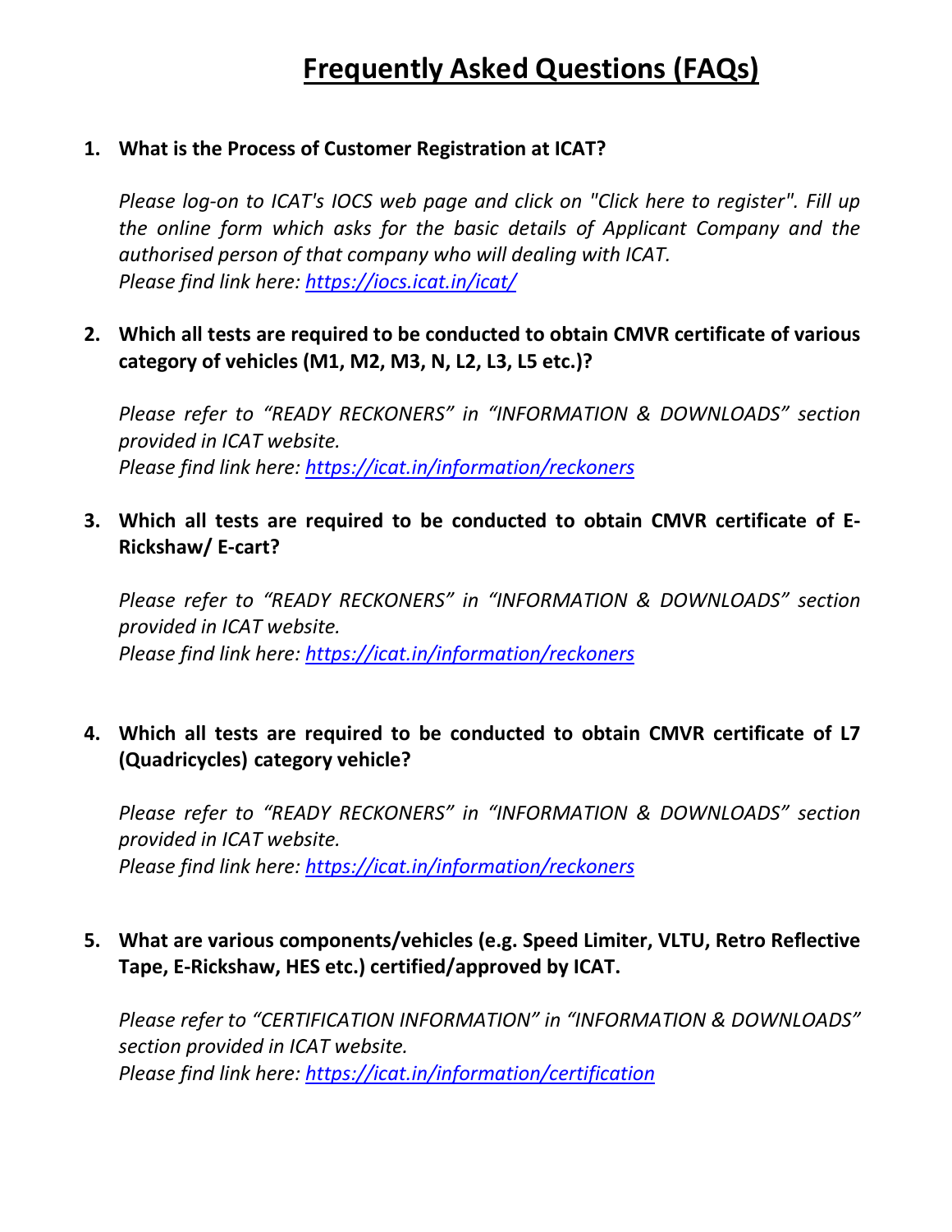# Frequently Asked Questions (FAQs)

1. **What is the Process of Customer Registration at ICAT?**

   *Please log-on to ICAT's IOCS web page and click on "Click here to register". Fill up the online form which asks for the basic details of Applicant Company and the authorised person of that company who will dealing with ICAT.*
   *Please find link here: [https://iocs.icat.in/icat/](https://iocs.icat.in/icat/)*

2. **Which all tests are required to be conducted to obtain CMVR certificate of various category of vehicles (M1, M2, M3, N, L2, L3, L5 etc.)?**

   *Please refer to "READY RECKONERS" in "INFORMATION & DOWNLOADS" section provided in ICAT website.*
   *Please find link here: [https://icat.in/information/reckoners](https://icat.in/information/reckoners)*

3. **Which all tests are required to be conducted to obtain CMVR certificate of E-Rickshaw/ E-cart?**

   *Please refer to "READY RECKONERS" in "INFORMATION & DOWNLOADS" section provided in ICAT website.*
   *Please find link here: [https://icat.in/information/reckoners](https://icat.in/information/reckoners)*

4. **Which all tests are required to be conducted to obtain CMVR certificate of L7 (Quadricycles) category vehicle?**

   *Please refer to "READY RECKONERS" in "INFORMATION & DOWNLOADS" section provided in ICAT website.*
   *Please find link here: [https://icat.in/information/reckoners](https://icat.in/information/reckoners)*

5. **What are various components/vehicles (e.g. Speed Limiter, VLTU, Retro Reflective Tape, E-Rickshaw, HES etc.) certified/approved by ICAT.**

   *Please refer to "CERTIFICATION INFORMATION" in "INFORMATION & DOWNLOADS" section provided in ICAT website.*
   *Please find link here: [https://icat.in/information/certification](https://icat.in/information/certification)*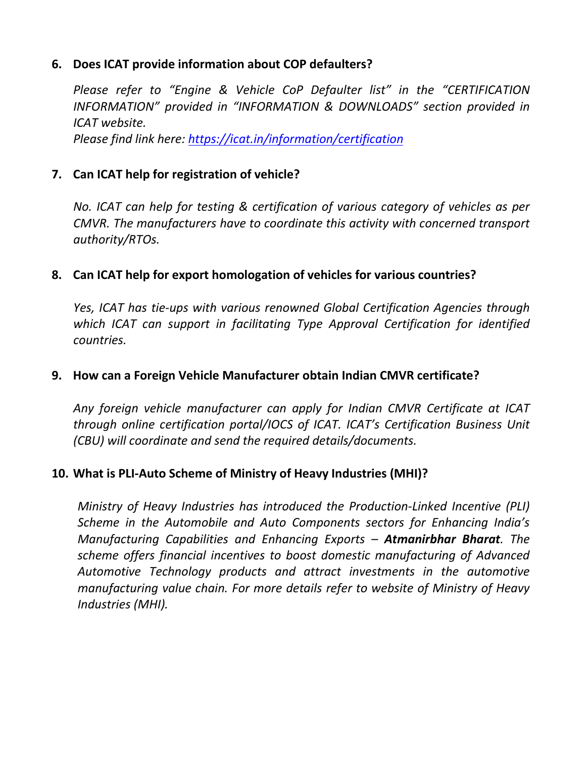**6. Does ICAT provide information about COP defaulters?**

*Please refer to "Engine & Vehicle CoP Defaulter list" in the "CERTIFICATION INFORMATION" provided in "INFORMATION & DOWNLOADS" section provided in ICAT website.*

*Please find link here: [https://icat.in/information/certification](https://icat.in/information/certification)*

**7. Can ICAT help for registration of vehicle?**

*No. ICAT can help for testing & certification of various category of vehicles as per CMVR. The manufacturers have to coordinate this activity with concerned transport authority/RTOs.*

**8. Can ICAT help for export homologation of vehicles for various countries?**

*Yes, ICAT has tie-ups with various renowned Global Certification Agencies through which ICAT can support in facilitating Type Approval Certification for identified countries.*

**9. How can a Foreign Vehicle Manufacturer obtain Indian CMVR certificate?**

*Any foreign vehicle manufacturer can apply for Indian CMVR Certificate at ICAT through online certification portal/IOCS of ICAT. ICAT's Certification Business Unit (CBU) will coordinate and send the required details/documents.*

**10. What is PLI-Auto Scheme of Ministry of Heavy Industries (MHI)?**

*Ministry of Heavy Industries has introduced the Production-Linked Incentive (PLI) Scheme in the Automobile and Auto Components sectors for Enhancing India's Manufacturing Capabilities and Enhancing Exports – **Atmanirbhar Bharat**. The scheme offers financial incentives to boost domestic manufacturing of Advanced Automotive Technology products and attract investments in the automotive manufacturing value chain. For more details refer to website of Ministry of Heavy Industries (MHI).*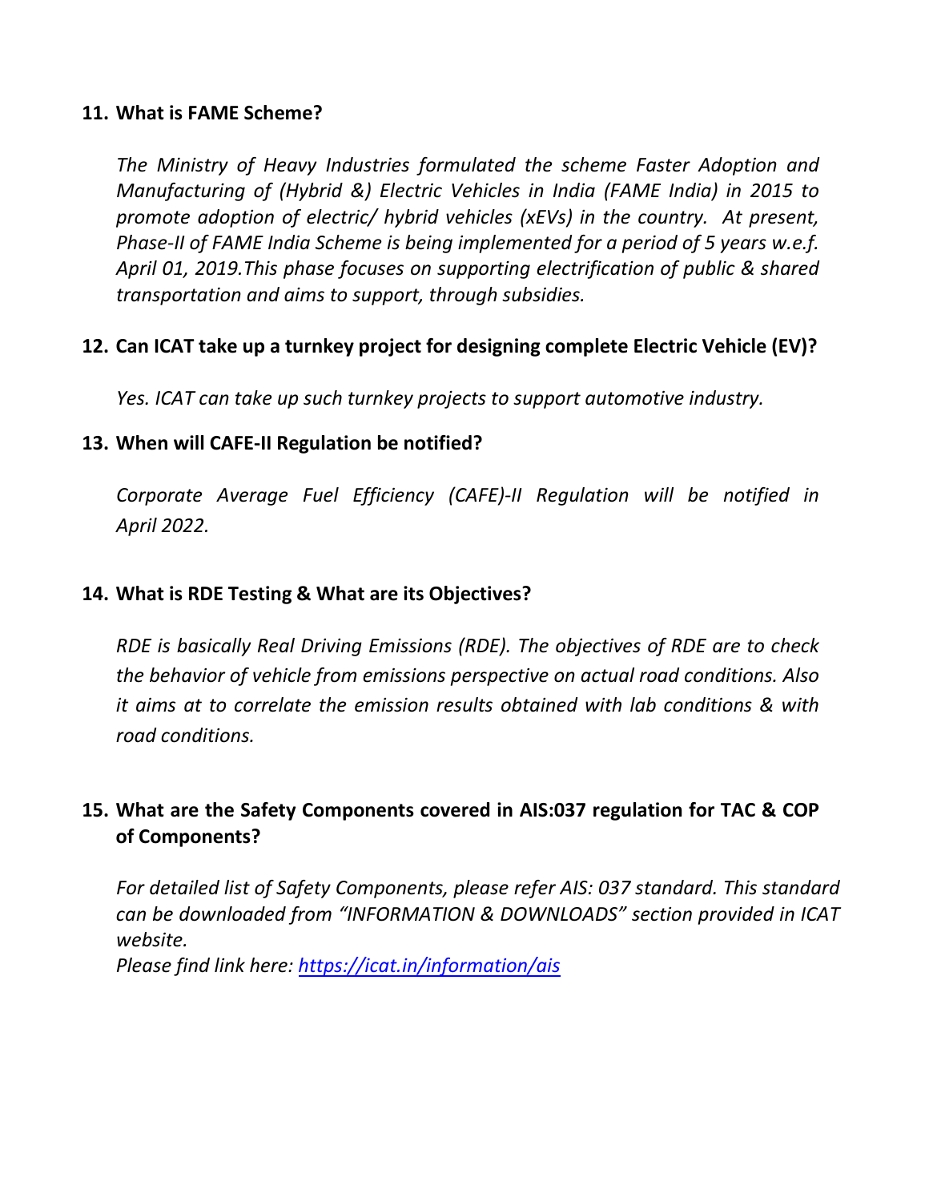**11. What is FAME Scheme?**

*The Ministry of Heavy Industries formulated the scheme Faster Adoption and Manufacturing of (Hybrid &) Electric Vehicles in India (FAME India) in 2015 to promote adoption of electric/ hybrid vehicles (xEVs) in the country. At present, Phase-II of FAME India Scheme is being implemented for a period of 5 years w.e.f. April 01, 2019.This phase focuses on supporting electrification of public & shared transportation and aims to support, through subsidies.*

**12. Can ICAT take up a turnkey project for designing complete Electric Vehicle (EV)?**

*Yes. ICAT can take up such turnkey projects to support automotive industry.*

**13. When will CAFE-II Regulation be notified?**

*Corporate Average Fuel Efficiency (CAFE)-II Regulation will be notified in April 2022.*

**14. What is RDE Testing & What are its Objectives?**

*RDE is basically Real Driving Emissions (RDE). The objectives of RDE are to check the behavior of vehicle from emissions perspective on actual road conditions. Also it aims at to correlate the emission results obtained with lab conditions & with road conditions.*

**15. What are the Safety Components covered in AIS:037 regulation for TAC & COP of Components?**

*For detailed list of Safety Components, please refer AIS: 037 standard. This standard can be downloaded from "INFORMATION & DOWNLOADS" section provided in ICAT website.*
*Please find link here: [https://icat.in/information/ais](https://icat.in/information/ais)*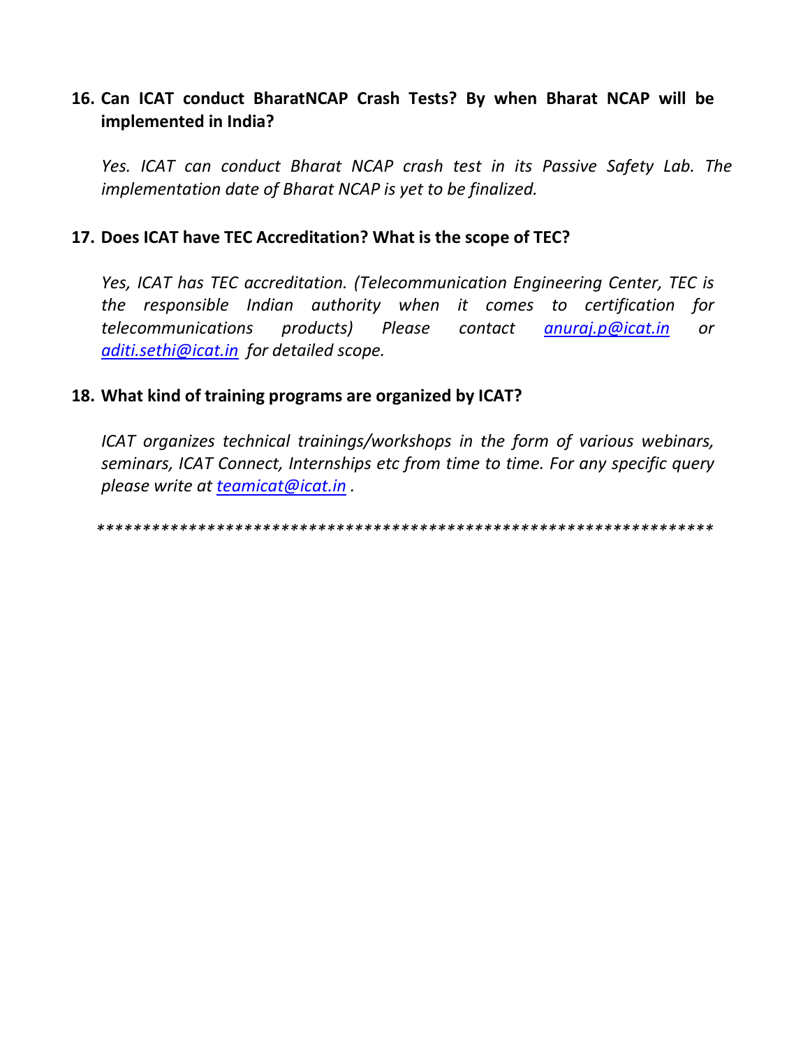**16. Can ICAT conduct BharatNCAP Crash Tests? By when Bharat NCAP will be implemented in India?**

*Yes. ICAT can conduct Bharat NCAP crash test in its Passive Safety Lab. The implementation date of Bharat NCAP is yet to be finalized.*

**17. Does ICAT have TEC Accreditation? What is the scope of TEC?**

*Yes, ICAT has TEC accreditation. (Telecommunication Engineering Center, TEC is the responsible Indian authority when it comes to certification for telecommunications products) Please contact anuraj.p@icat.in or aditi.sethi@icat.in for detailed scope.*

**18. What kind of training programs are organized by ICAT?**

*ICAT organizes technical trainings/workshops in the form of various webinars, seminars, ICAT Connect, Internships etc from time to time. For any specific query please write at teamicat@icat.in .*

*****************************************************************